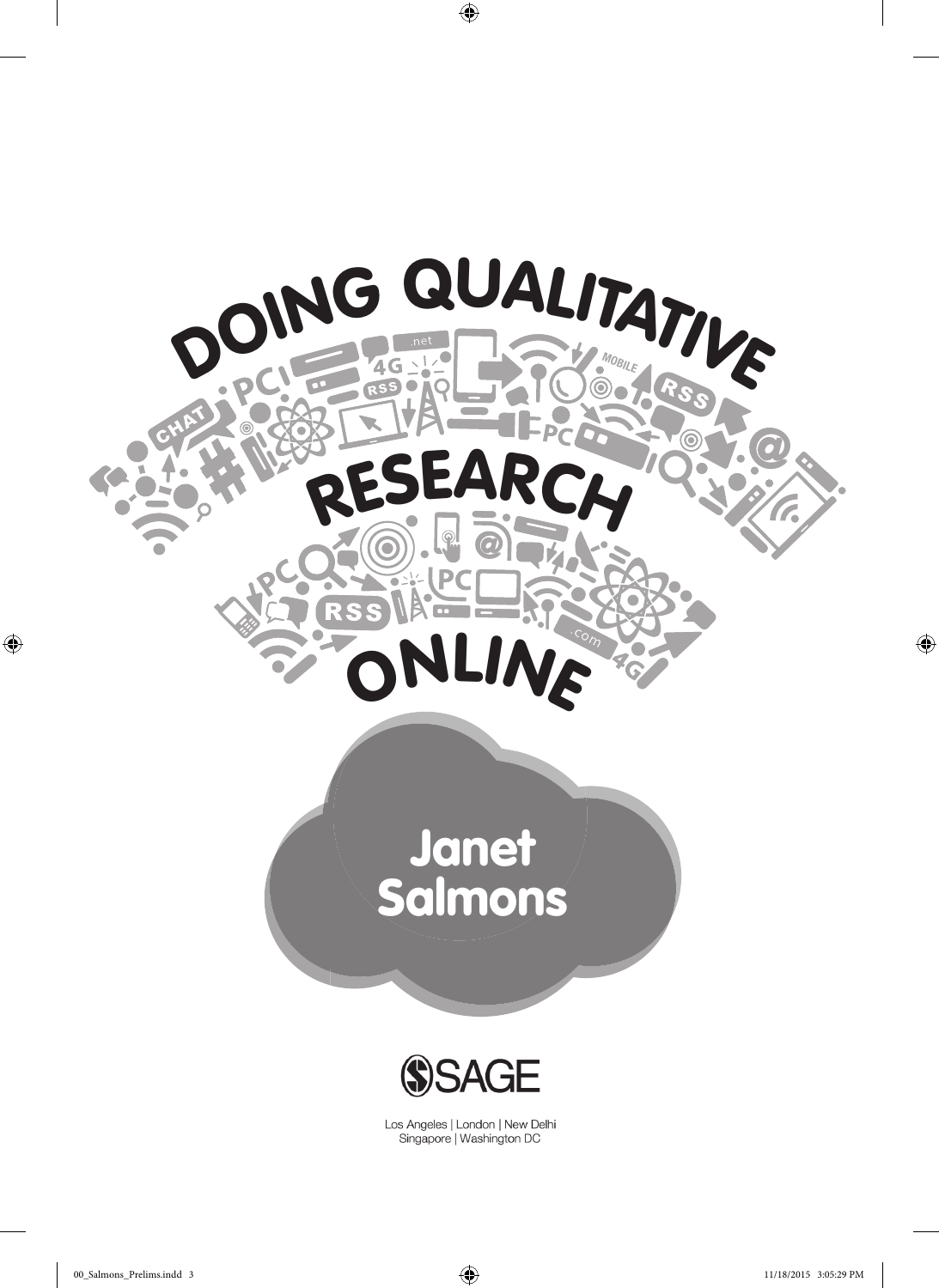# DOING QUALITATIVE RESEARCH ONLINE

**Janet Salmons**

SAGE

Los Angeles | London | New Delhi
Singapore | Washington DC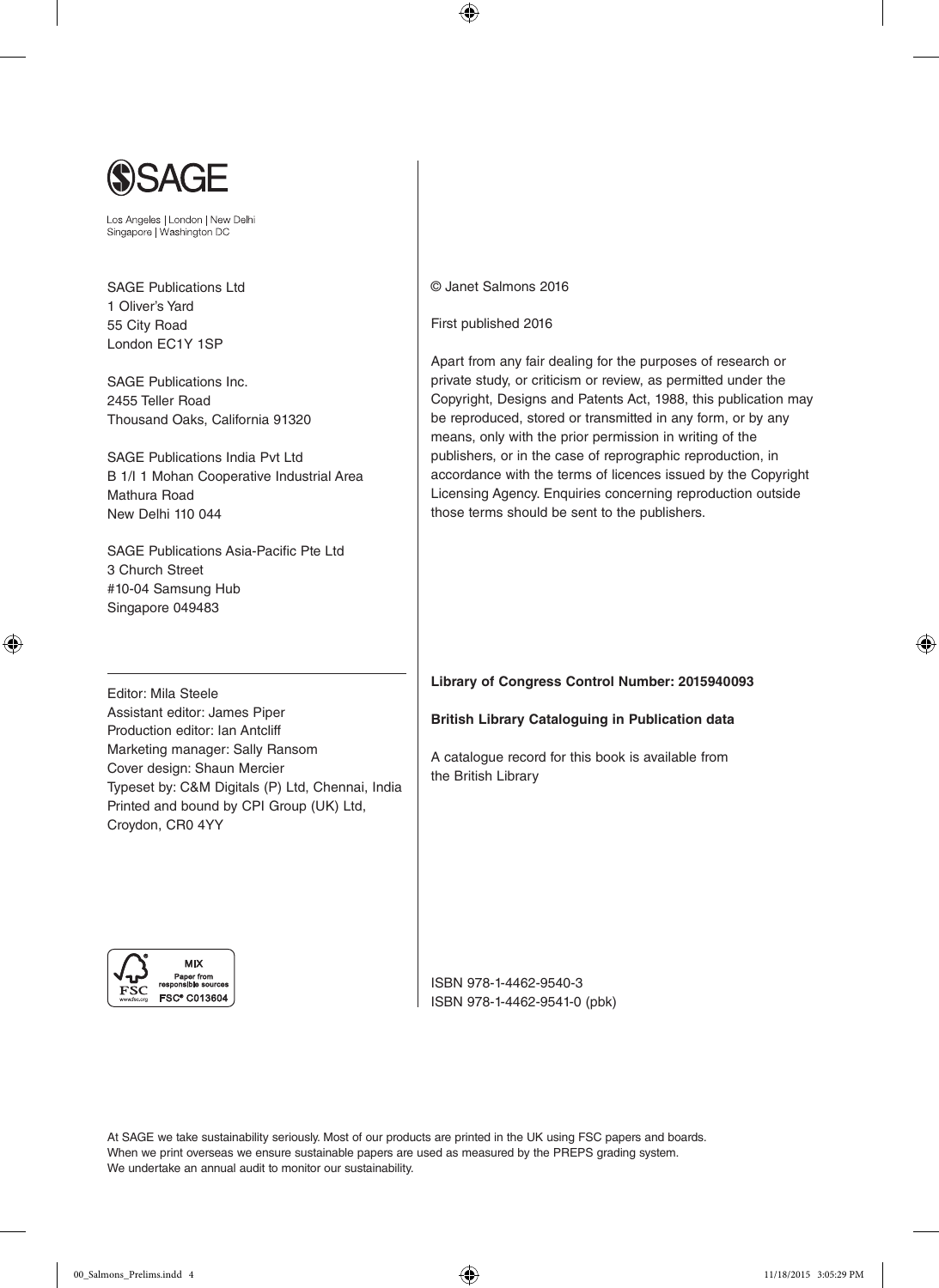SAGE

Los Angeles | London | New Delhi
Singapore | Washington DC

SAGE Publications Ltd
1 Oliver's Yard
55 City Road
London EC1Y 1SP

SAGE Publications Inc.
2455 Teller Road
Thousand Oaks, California 91320

SAGE Publications India Pvt Ltd
B 1/I 1 Mohan Cooperative Industrial Area
Mathura Road
New Delhi 110 044

SAGE Publications Asia-Pacific Pte Ltd
3 Church Street
#10-04 Samsung Hub
Singapore 049483

Editor: Mila Steele
Assistant editor: James Piper
Production editor: Ian Antcliff
Marketing manager: Sally Ransom
Cover design: Shaun Mercier
Typeset by: C&M Digitals (P) Ltd, Chennai, India
Printed and bound by CPI Group (UK) Ltd, Croydon, CR0 4YY

MIX
Paper from responsible sources
FSC® C013604

© Janet Salmons 2016

First published 2016

Apart from any fair dealing for the purposes of research or private study, or criticism or review, as permitted under the Copyright, Designs and Patents Act, 1988, this publication may be reproduced, stored or transmitted in any form, or by any means, only with the prior permission in writing of the publishers, or in the case of reprographic reproduction, in accordance with the terms of licences issued by the Copyright Licensing Agency. Enquiries concerning reproduction outside those terms should be sent to the publishers.

**Library of Congress Control Number: 2015940093**

**British Library Cataloguing in Publication data**

A catalogue record for this book is available from the British Library

ISBN 978-1-4462-9540-3
ISBN 978-1-4462-9541-0 (pbk)

At SAGE we take sustainability seriously. Most of our products are printed in the UK using FSC papers and boards. When we print overseas we ensure sustainable papers are used as measured by the PREPS grading system. We undertake an annual audit to monitor our sustainability.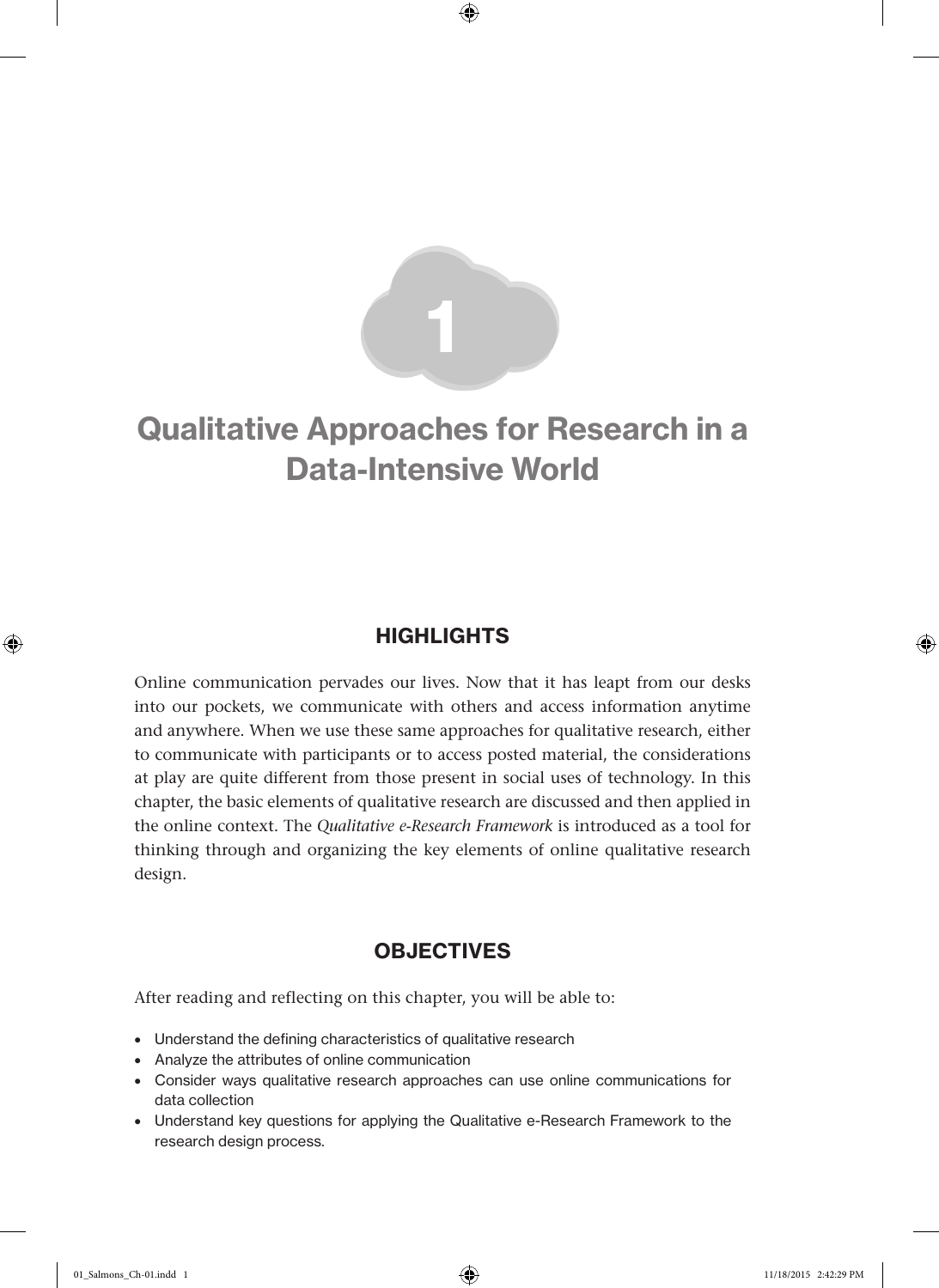# 1

# Qualitative Approaches for Research in a Data-Intensive World

## HIGHLIGHTS

Online communication pervades our lives. Now that it has leapt from our desks into our pockets, we communicate with others and access information anytime and anywhere. When we use these same approaches for qualitative research, either to communicate with participants or to access posted material, the considerations at play are quite different from those present in social uses of technology. In this chapter, the basic elements of qualitative research are discussed and then applied in the online context. The *Qualitative e-Research Framework* is introduced as a tool for thinking through and organizing the key elements of online qualitative research design.

## OBJECTIVES

After reading and reflecting on this chapter, you will be able to:

- Understand the defining characteristics of qualitative research
- Analyze the attributes of online communication
- Consider ways qualitative research approaches can use online communications for data collection
- Understand key questions for applying the Qualitative e-Research Framework to the research design process.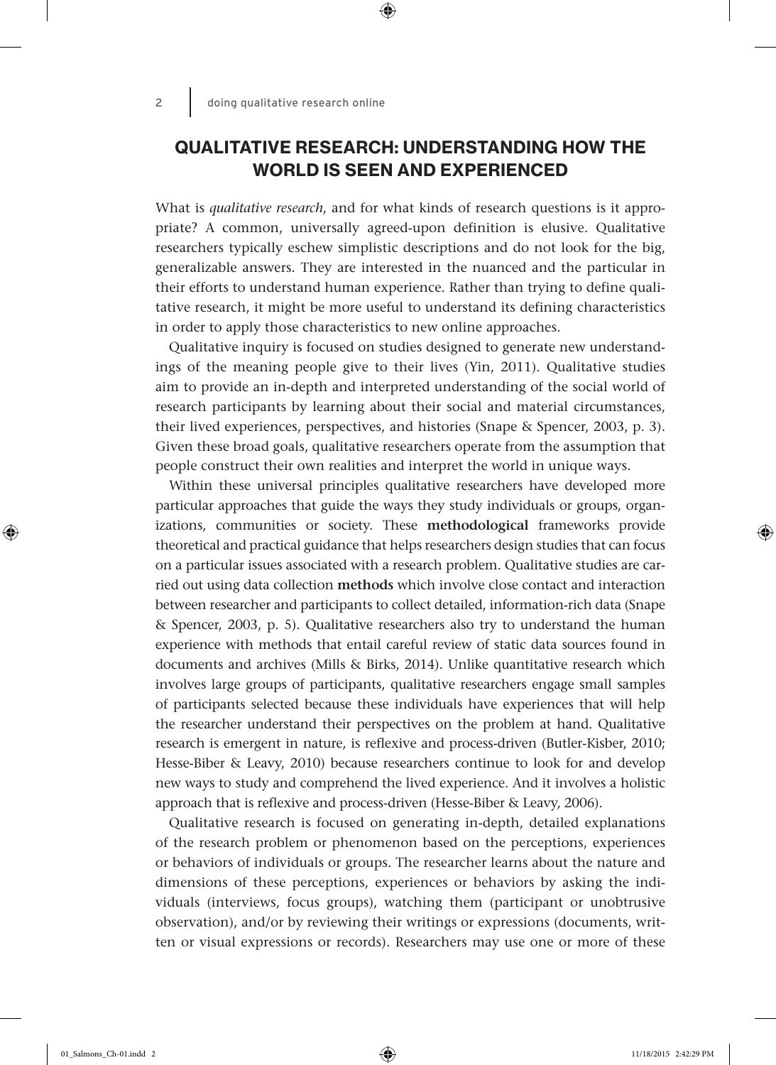## QUALITATIVE RESEARCH: UNDERSTANDING HOW THE WORLD IS SEEN AND EXPERIENCED

What is *qualitative research*, and for what kinds of research questions is it appropriate? A common, universally agreed-upon definition is elusive. Qualitative researchers typically eschew simplistic descriptions and do not look for the big, generalizable answers. They are interested in the nuanced and the particular in their efforts to understand human experience. Rather than trying to define qualitative research, it might be more useful to understand its defining characteristics in order to apply those characteristics to new online approaches.

Qualitative inquiry is focused on studies designed to generate new understandings of the meaning people give to their lives (Yin, 2011). Qualitative studies aim to provide an in-depth and interpreted understanding of the social world of research participants by learning about their social and material circumstances, their lived experiences, perspectives, and histories (Snape & Spencer, 2003, p. 3). Given these broad goals, qualitative researchers operate from the assumption that people construct their own realities and interpret the world in unique ways.

Within these universal principles qualitative researchers have developed more particular approaches that guide the ways they study individuals or groups, organizations, communities or society. These **methodological** frameworks provide theoretical and practical guidance that helps researchers design studies that can focus on a particular issues associated with a research problem. Qualitative studies are carried out using data collection **methods** which involve close contact and interaction between researcher and participants to collect detailed, information-rich data (Snape & Spencer, 2003, p. 5). Qualitative researchers also try to understand the human experience with methods that entail careful review of static data sources found in documents and archives (Mills & Birks, 2014). Unlike quantitative research which involves large groups of participants, qualitative researchers engage small samples of participants selected because these individuals have experiences that will help the researcher understand their perspectives on the problem at hand. Qualitative research is emergent in nature, is reflexive and process-driven (Butler-Kisber, 2010; Hesse-Biber & Leavy, 2010) because researchers continue to look for and develop new ways to study and comprehend the lived experience. And it involves a holistic approach that is reflexive and process-driven (Hesse-Biber & Leavy, 2006).

Qualitative research is focused on generating in-depth, detailed explanations of the research problem or phenomenon based on the perceptions, experiences or behaviors of individuals or groups. The researcher learns about the nature and dimensions of these perceptions, experiences or behaviors by asking the individuals (interviews, focus groups), watching them (participant or unobtrusive observation), and/or by reviewing their writings or expressions (documents, written or visual expressions or records). Researchers may use one or more of these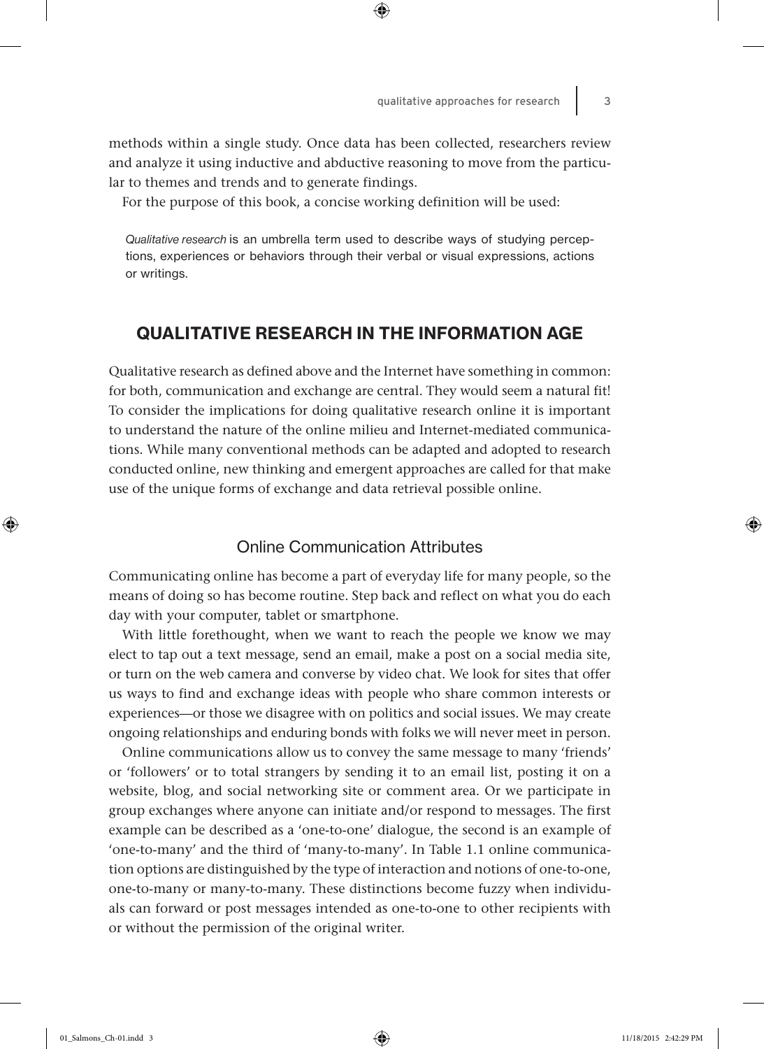methods within a single study. Once data has been collected, researchers review and analyze it using inductive and abductive reasoning to move from the particular to themes and trends and to generate findings.

For the purpose of this book, a concise working definition will be used:

> *Qualitative research* is an umbrella term used to describe ways of studying perceptions, experiences or behaviors through their verbal or visual expressions, actions or writings.

## QUALITATIVE RESEARCH IN THE INFORMATION AGE

Qualitative research as defined above and the Internet have something in common: for both, communication and exchange are central. They would seem a natural fit! To consider the implications for doing qualitative research online it is important to understand the nature of the online milieu and Internet-mediated communications. While many conventional methods can be adapted and adopted to research conducted online, new thinking and emergent approaches are called for that make use of the unique forms of exchange and data retrieval possible online.

### Online Communication Attributes

Communicating online has become a part of everyday life for many people, so the means of doing so has become routine. Step back and reflect on what you do each day with your computer, tablet or smartphone.

With little forethought, when we want to reach the people we know we may elect to tap out a text message, send an email, make a post on a social media site, or turn on the web camera and converse by video chat. We look for sites that offer us ways to find and exchange ideas with people who share common interests or experiences—or those we disagree with on politics and social issues. We may create ongoing relationships and enduring bonds with folks we will never meet in person.

Online communications allow us to convey the same message to many 'friends' or 'followers' or to total strangers by sending it to an email list, posting it on a website, blog, and social networking site or comment area. Or we participate in group exchanges where anyone can initiate and/or respond to messages. The first example can be described as a 'one-to-one' dialogue, the second is an example of 'one-to-many' and the third of 'many-to-many'. In Table 1.1 online communication options are distinguished by the type of interaction and notions of one-to-one, one-to-many or many-to-many. These distinctions become fuzzy when individuals can forward or post messages intended as one-to-one to other recipients with or without the permission of the original writer.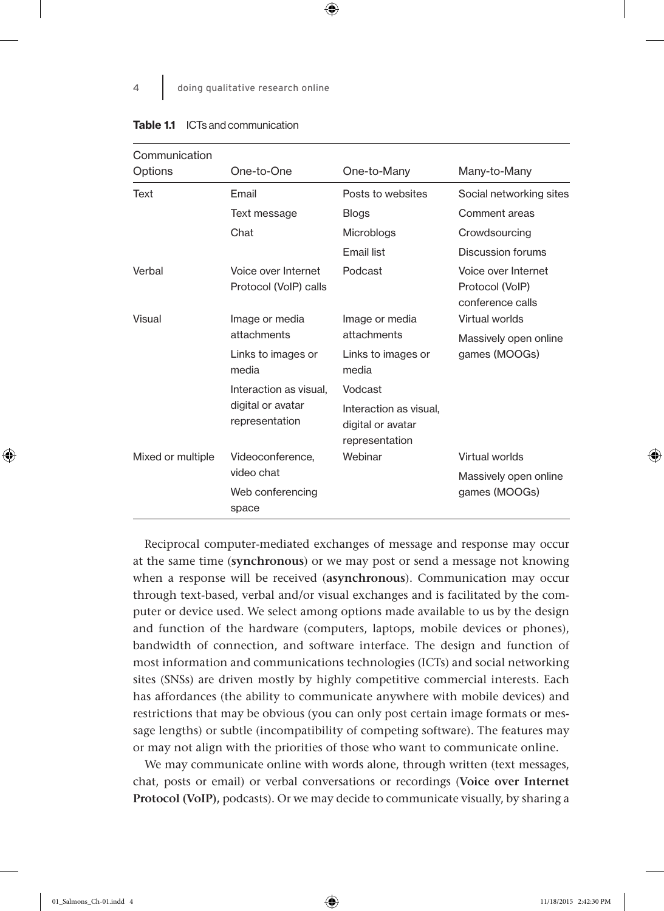**Table 1.1** ICTs and communication

| Communication Options | One-to-One | One-to-Many | Many-to-Many |
|---|---|---|---|
| Text | Email | Posts to websites | Social networking sites |
| | Text message | Blogs | Comment areas |
| | Chat | Microblogs | Crowdsourcing |
| | | Email list | Discussion forums |
| Verbal | Voice over Internet Protocol (VoIP) calls | Podcast | Voice over Internet Protocol (VoIP) conference calls |
| Visual | Image or media attachments | Image or media attachments | Virtual worlds |
| | Links to images or media | Links to images or media | Massively open online games (MOOGs) |
| | Interaction as visual, digital or avatar representation | Vodcast | |
| | | Interaction as visual, digital or avatar representation | |
| Mixed or multiple | Videoconference, video chat | Webinar | Virtual worlds |
| | Web conferencing space | | Massively open online games (MOOGs) |

Reciprocal computer-mediated exchanges of message and response may occur at the same time (**synchronous**) or we may post or send a message not knowing when a response will be received (**asynchronous**). Communication may occur through text-based, verbal and/or visual exchanges and is facilitated by the computer or device used. We select among options made available to us by the design and function of the hardware (computers, laptops, mobile devices or phones), bandwidth of connection, and software interface. The design and function of most information and communications technologies (ICTs) and social networking sites (SNSs) are driven mostly by highly competitive commercial interests. Each has affordances (the ability to communicate anywhere with mobile devices) and restrictions that may be obvious (you can only post certain image formats or message lengths) or subtle (incompatibility of competing software). The features may or may not align with the priorities of those who want to communicate online.

We may communicate online with words alone, through written (text messages, chat, posts or email) or verbal conversations or recordings (**Voice over Internet Protocol (VoIP)**, podcasts). Or we may decide to communicate visually, by sharing a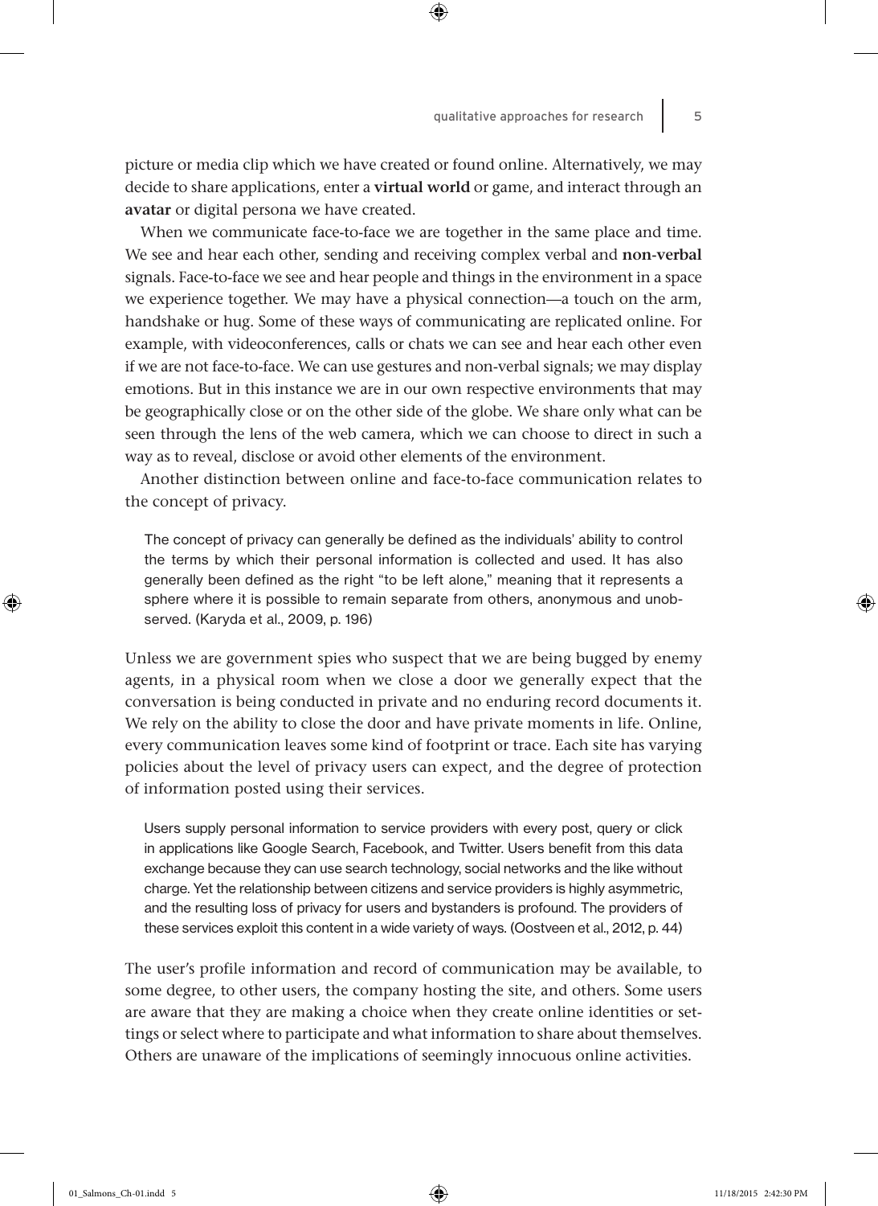picture or media clip which we have created or found online. Alternatively, we may decide to share applications, enter a **virtual world** or game, and interact through an **avatar** or digital persona we have created.

When we communicate face-to-face we are together in the same place and time. We see and hear each other, sending and receiving complex verbal and **non-verbal** signals. Face-to-face we see and hear people and things in the environment in a space we experience together. We may have a physical connection—a touch on the arm, handshake or hug. Some of these ways of communicating are replicated online. For example, with videoconferences, calls or chats we can see and hear each other even if we are not face-to-face. We can use gestures and non-verbal signals; we may display emotions. But in this instance we are in our own respective environments that may be geographically close or on the other side of the globe. We share only what can be seen through the lens of the web camera, which we can choose to direct in such a way as to reveal, disclose or avoid other elements of the environment.

Another distinction between online and face-to-face communication relates to the concept of privacy.

> The concept of privacy can generally be defined as the individuals' ability to control the terms by which their personal information is collected and used. It has also generally been defined as the right "to be left alone," meaning that it represents a sphere where it is possible to remain separate from others, anonymous and unobserved. (Karyda et al., 2009, p. 196)

Unless we are government spies who suspect that we are being bugged by enemy agents, in a physical room when we close a door we generally expect that the conversation is being conducted in private and no enduring record documents it. We rely on the ability to close the door and have private moments in life. Online, every communication leaves some kind of footprint or trace. Each site has varying policies about the level of privacy users can expect, and the degree of protection of information posted using their services.

> Users supply personal information to service providers with every post, query or click in applications like Google Search, Facebook, and Twitter. Users benefit from this data exchange because they can use search technology, social networks and the like without charge. Yet the relationship between citizens and service providers is highly asymmetric, and the resulting loss of privacy for users and bystanders is profound. The providers of these services exploit this content in a wide variety of ways. (Oostveen et al., 2012, p. 44)

The user's profile information and record of communication may be available, to some degree, to other users, the company hosting the site, and others. Some users are aware that they are making a choice when they create online identities or settings or select where to participate and what information to share about themselves. Others are unaware of the implications of seemingly innocuous online activities.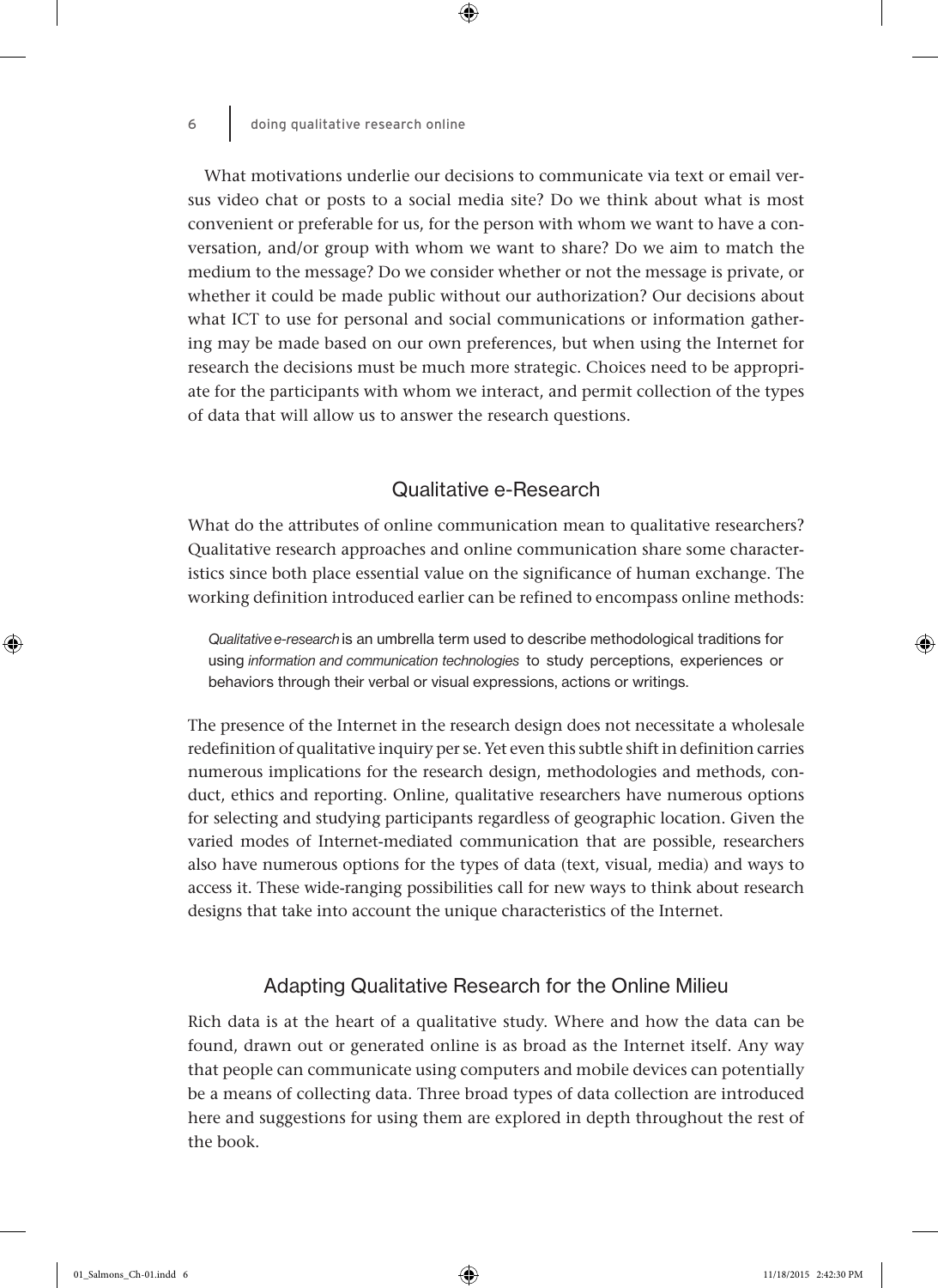What motivations underlie our decisions to communicate via text or email versus video chat or posts to a social media site? Do we think about what is most convenient or preferable for us, for the person with whom we want to have a conversation, and/or group with whom we want to share? Do we aim to match the medium to the message? Do we consider whether or not the message is private, or whether it could be made public without our authorization? Our decisions about what ICT to use for personal and social communications or information gathering may be made based on our own preferences, but when using the Internet for research the decisions must be much more strategic. Choices need to be appropriate for the participants with whom we interact, and permit collection of the types of data that will allow us to answer the research questions.

## Qualitative e-Research

What do the attributes of online communication mean to qualitative researchers? Qualitative research approaches and online communication share some characteristics since both place essential value on the significance of human exchange. The working definition introduced earlier can be refined to encompass online methods:

> *Qualitative e-research* is an umbrella term used to describe methodological traditions for using *information and communication technologies* to study perceptions, experiences or behaviors through their verbal or visual expressions, actions or writings.

The presence of the Internet in the research design does not necessitate a wholesale redefinition of qualitative inquiry per se. Yet even this subtle shift in definition carries numerous implications for the research design, methodologies and methods, conduct, ethics and reporting. Online, qualitative researchers have numerous options for selecting and studying participants regardless of geographic location. Given the varied modes of Internet-mediated communication that are possible, researchers also have numerous options for the types of data (text, visual, media) and ways to access it. These wide-ranging possibilities call for new ways to think about research designs that take into account the unique characteristics of the Internet.

## Adapting Qualitative Research for the Online Milieu

Rich data is at the heart of a qualitative study. Where and how the data can be found, drawn out or generated online is as broad as the Internet itself. Any way that people can communicate using computers and mobile devices can potentially be a means of collecting data. Three broad types of data collection are introduced here and suggestions for using them are explored in depth throughout the rest of the book.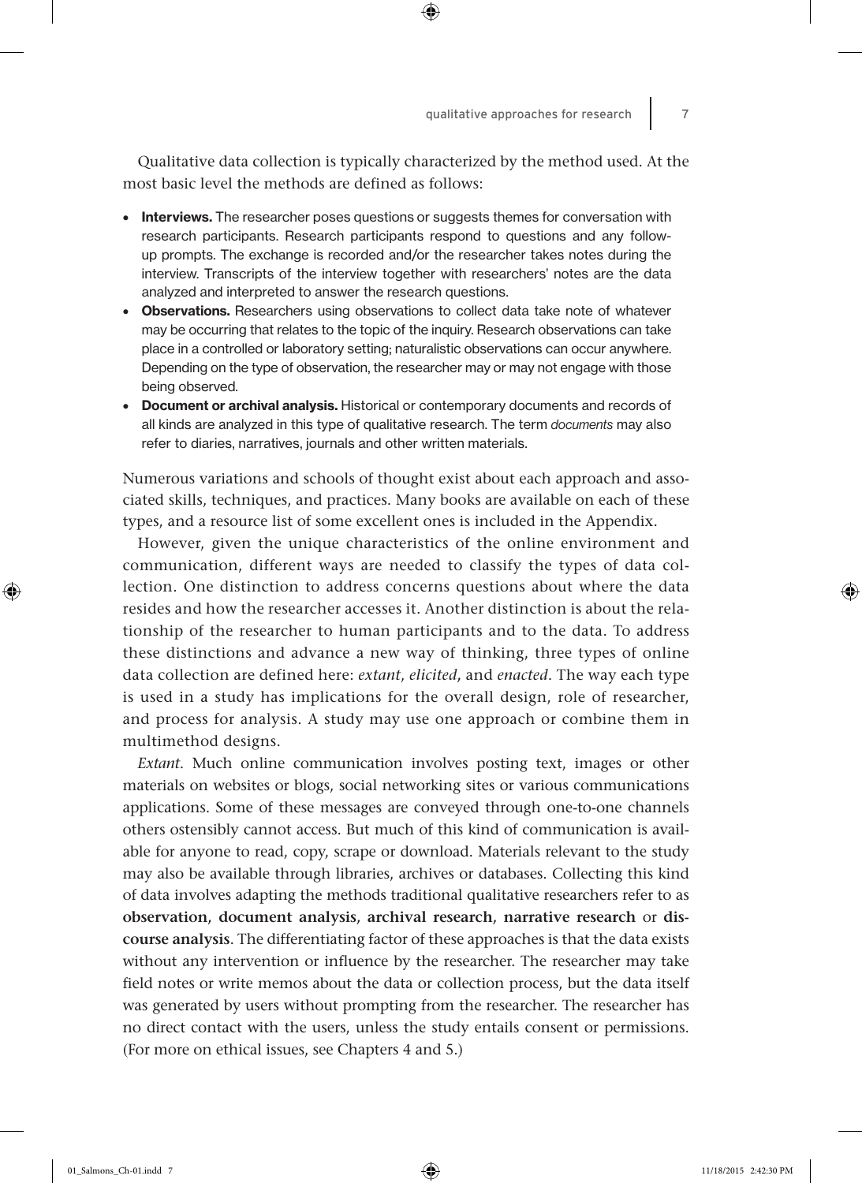Qualitative data collection is typically characterized by the method used. At the most basic level the methods are defined as follows:

- **Interviews.** The researcher poses questions or suggests themes for conversation with research participants. Research participants respond to questions and any follow-up prompts. The exchange is recorded and/or the researcher takes notes during the interview. Transcripts of the interview together with researchers' notes are the data analyzed and interpreted to answer the research questions.
- **Observations.** Researchers using observations to collect data take note of whatever may be occurring that relates to the topic of the inquiry. Research observations can take place in a controlled or laboratory setting; naturalistic observations can occur anywhere. Depending on the type of observation, the researcher may or may not engage with those being observed.
- **Document or archival analysis.** Historical or contemporary documents and records of all kinds are analyzed in this type of qualitative research. The term *documents* may also refer to diaries, narratives, journals and other written materials.

Numerous variations and schools of thought exist about each approach and associated skills, techniques, and practices. Many books are available on each of these types, and a resource list of some excellent ones is included in the Appendix.

However, given the unique characteristics of the online environment and communication, different ways are needed to classify the types of data collection. One distinction to address concerns questions about where the data resides and how the researcher accesses it. Another distinction is about the relationship of the researcher to human participants and to the data. To address these distinctions and advance a new way of thinking, three types of online data collection are defined here: *extant*, *elicited*, and *enacted*. The way each type is used in a study has implications for the overall design, role of researcher, and process for analysis. A study may use one approach or combine them in multimethod designs.

*Extant*. Much online communication involves posting text, images or other materials on websites or blogs, social networking sites or various communications applications. Some of these messages are conveyed through one-to-one channels others ostensibly cannot access. But much of this kind of communication is available for anyone to read, copy, scrape or download. Materials relevant to the study may also be available through libraries, archives or databases. Collecting this kind of data involves adapting the methods traditional qualitative researchers refer to as **observation**, **document analysis**, **archival research**, **narrative research** or **discourse analysis**. The differentiating factor of these approaches is that the data exists without any intervention or influence by the researcher. The researcher may take field notes or write memos about the data or collection process, but the data itself was generated by users without prompting from the researcher. The researcher has no direct contact with the users, unless the study entails consent or permissions. (For more on ethical issues, see Chapters 4 and 5.)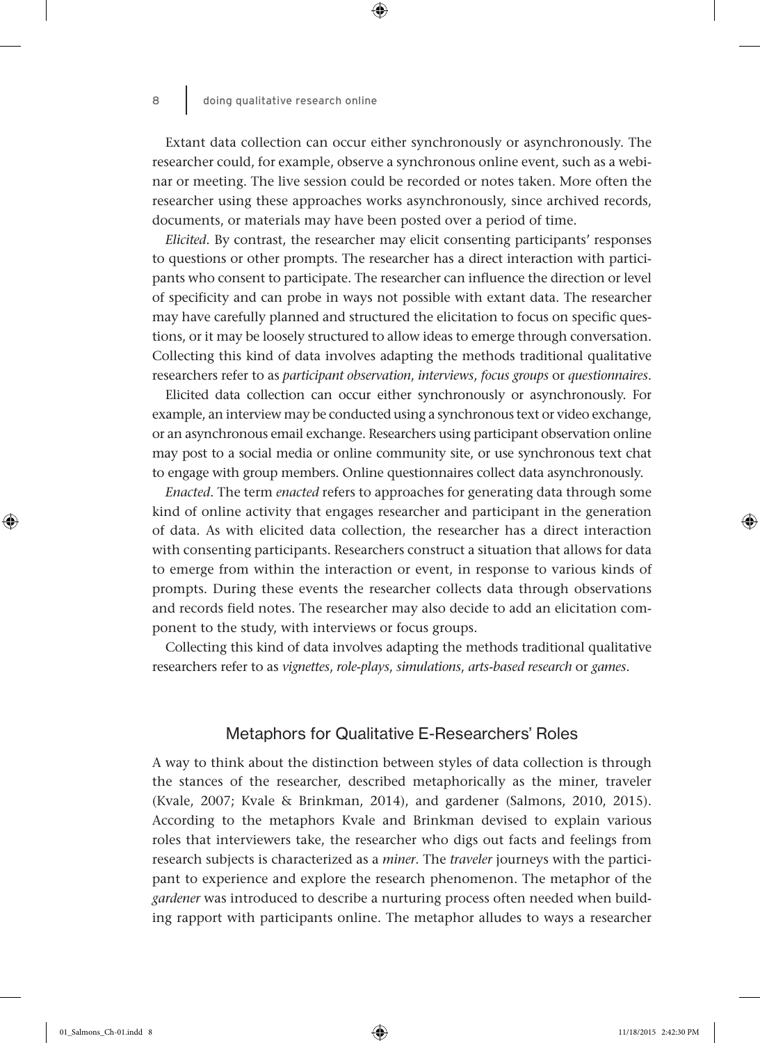Extant data collection can occur either synchronously or asynchronously. The researcher could, for example, observe a synchronous online event, such as a webinar or meeting. The live session could be recorded or notes taken. More often the researcher using these approaches works asynchronously, since archived records, documents, or materials may have been posted over a period of time.

*Elicited*. By contrast, the researcher may elicit consenting participants' responses to questions or other prompts. The researcher has a direct interaction with participants who consent to participate. The researcher can influence the direction or level of specificity and can probe in ways not possible with extant data. The researcher may have carefully planned and structured the elicitation to focus on specific questions, or it may be loosely structured to allow ideas to emerge through conversation. Collecting this kind of data involves adapting the methods traditional qualitative researchers refer to as *participant observation*, *interviews*, *focus groups* or *questionnaires*.

Elicited data collection can occur either synchronously or asynchronously. For example, an interview may be conducted using a synchronous text or video exchange, or an asynchronous email exchange. Researchers using participant observation online may post to a social media or online community site, or use synchronous text chat to engage with group members. Online questionnaires collect data asynchronously.

*Enacted*. The term *enacted* refers to approaches for generating data through some kind of online activity that engages researcher and participant in the generation of data. As with elicited data collection, the researcher has a direct interaction with consenting participants. Researchers construct a situation that allows for data to emerge from within the interaction or event, in response to various kinds of prompts. During these events the researcher collects data through observations and records field notes. The researcher may also decide to add an elicitation component to the study, with interviews or focus groups.

Collecting this kind of data involves adapting the methods traditional qualitative researchers refer to as *vignettes*, *role-plays*, *simulations*, *arts-based research* or *games*.

## Metaphors for Qualitative E-Researchers' Roles

A way to think about the distinction between styles of data collection is through the stances of the researcher, described metaphorically as the miner, traveler (Kvale, 2007; Kvale & Brinkman, 2014), and gardener (Salmons, 2010, 2015). According to the metaphors Kvale and Brinkman devised to explain various roles that interviewers take, the researcher who digs out facts and feelings from research subjects is characterized as a *miner*. The *traveler* journeys with the participant to experience and explore the research phenomenon. The metaphor of the *gardener* was introduced to describe a nurturing process often needed when building rapport with participants online. The metaphor alludes to ways a researcher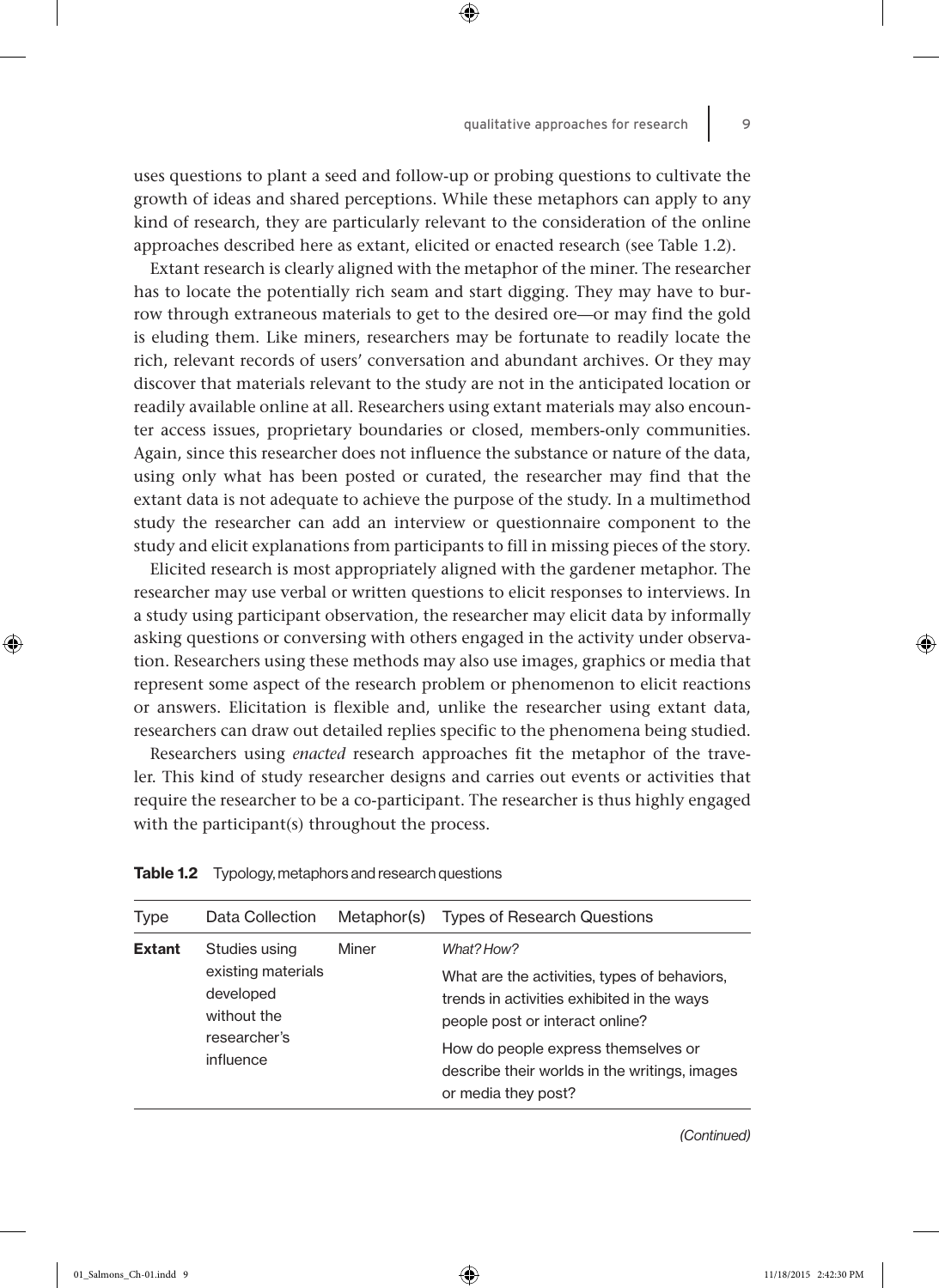uses questions to plant a seed and follow-up or probing questions to cultivate the growth of ideas and shared perceptions. While these metaphors can apply to any kind of research, they are particularly relevant to the consideration of the online approaches described here as extant, elicited or enacted research (see Table 1.2).

Extant research is clearly aligned with the metaphor of the miner. The researcher has to locate the potentially rich seam and start digging. They may have to burrow through extraneous materials to get to the desired ore—or may find the gold is eluding them. Like miners, researchers may be fortunate to readily locate the rich, relevant records of users' conversation and abundant archives. Or they may discover that materials relevant to the study are not in the anticipated location or readily available online at all. Researchers using extant materials may also encounter access issues, proprietary boundaries or closed, members-only communities. Again, since this researcher does not influence the substance or nature of the data, using only what has been posted or curated, the researcher may find that the extant data is not adequate to achieve the purpose of the study. In a multimethod study the researcher can add an interview or questionnaire component to the study and elicit explanations from participants to fill in missing pieces of the story.

Elicited research is most appropriately aligned with the gardener metaphor. The researcher may use verbal or written questions to elicit responses to interviews. In a study using participant observation, the researcher may elicit data by informally asking questions or conversing with others engaged in the activity under observation. Researchers using these methods may also use images, graphics or media that represent some aspect of the research problem or phenomenon to elicit reactions or answers. Elicitation is flexible and, unlike the researcher using extant data, researchers can draw out detailed replies specific to the phenomena being studied.

Researchers using *enacted* research approaches fit the metaphor of the traveler. This kind of study researcher designs and carries out events or activities that require the researcher to be a co-participant. The researcher is thus highly engaged with the participant(s) throughout the process.

**Table 1.2** Typology, metaphors and research questions

| Type | Data Collection | Metaphor(s) | Types of Research Questions |
|---|---|---|---|
| **Extant** | Studies using existing materials developed without the researcher's influence | Miner | *What? How?*<br>What are the activities, types of behaviors, trends in activities exhibited in the ways people post or interact online?<br>How do people express themselves or describe their worlds in the writings, images or media they post? |

*(Continued)*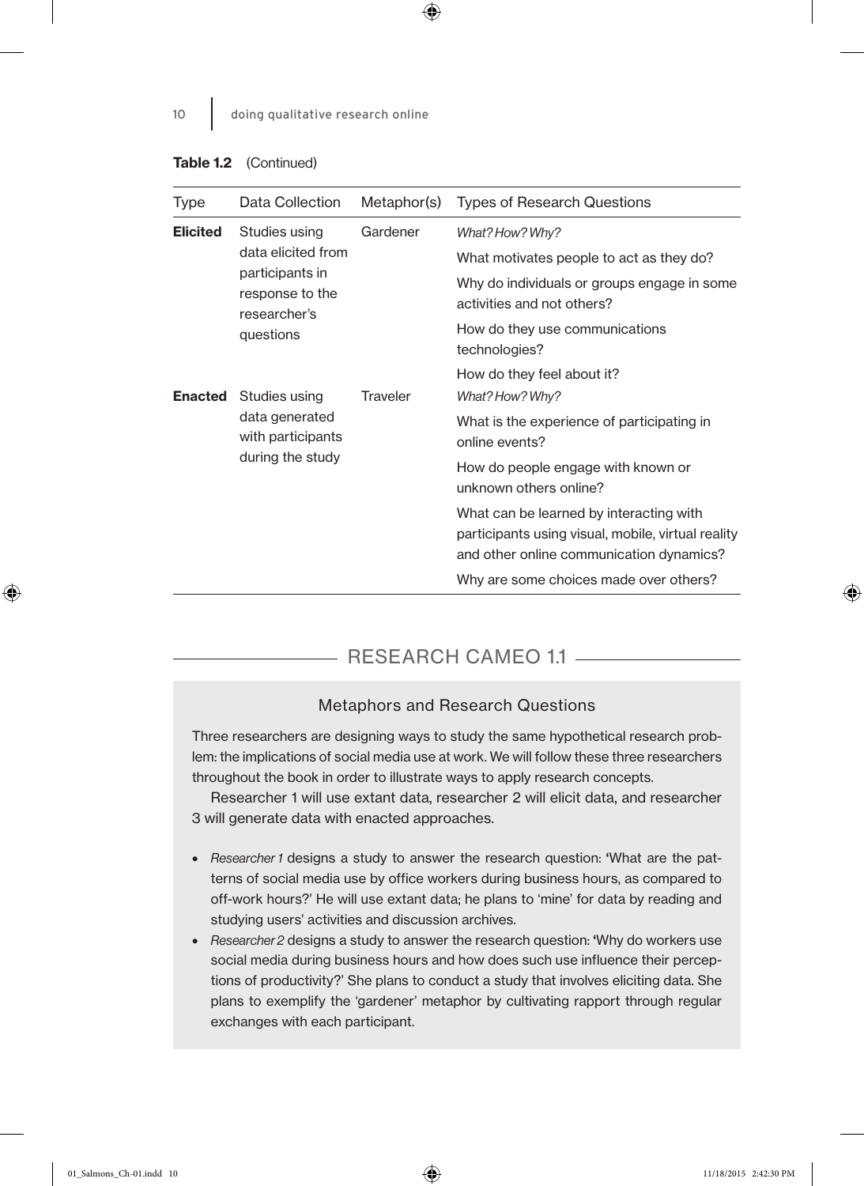**Table 1.2** (Continued)

| Type | Data Collection | Metaphor(s) | Types of Research Questions |
|---|---|---|---|
| **Elicited** | Studies using data elicited from participants in response to the researcher's questions | Gardener | *What? How? Why?*<br>What motivates people to act as they do?<br>Why do individuals or groups engage in some activities and not others?<br>How do they use communications technologies?<br>How do they feel about it? |
| **Enacted** | Studies using data generated with participants during the study | Traveler | *What? How? Why?*<br>What is the experience of participating in online events?<br>How do people engage with known or unknown others online?<br>What can be learned by interacting with participants using visual, mobile, virtual reality and other online communication dynamics?<br>Why are some choices made over others? |

## RESEARCH CAMEO 1.1

### Metaphors and Research Questions

Three researchers are designing ways to study the same hypothetical research problem: the implications of social media use at work. We will follow these three researchers throughout the book in order to illustrate ways to apply research concepts.

Researcher 1 will use extant data, researcher 2 will elicit data, and researcher 3 will generate data with enacted approaches.

- *Researcher 1* designs a study to answer the research question: 'What are the patterns of social media use by office workers during business hours, as compared to off-work hours?' He will use extant data; he plans to 'mine' for data by reading and studying users' activities and discussion archives.
- *Researcher 2* designs a study to answer the research question: 'Why do workers use social media during business hours and how does such use influence their perceptions of productivity?' She plans to conduct a study that involves eliciting data. She plans to exemplify the 'gardener' metaphor by cultivating rapport through regular exchanges with each participant.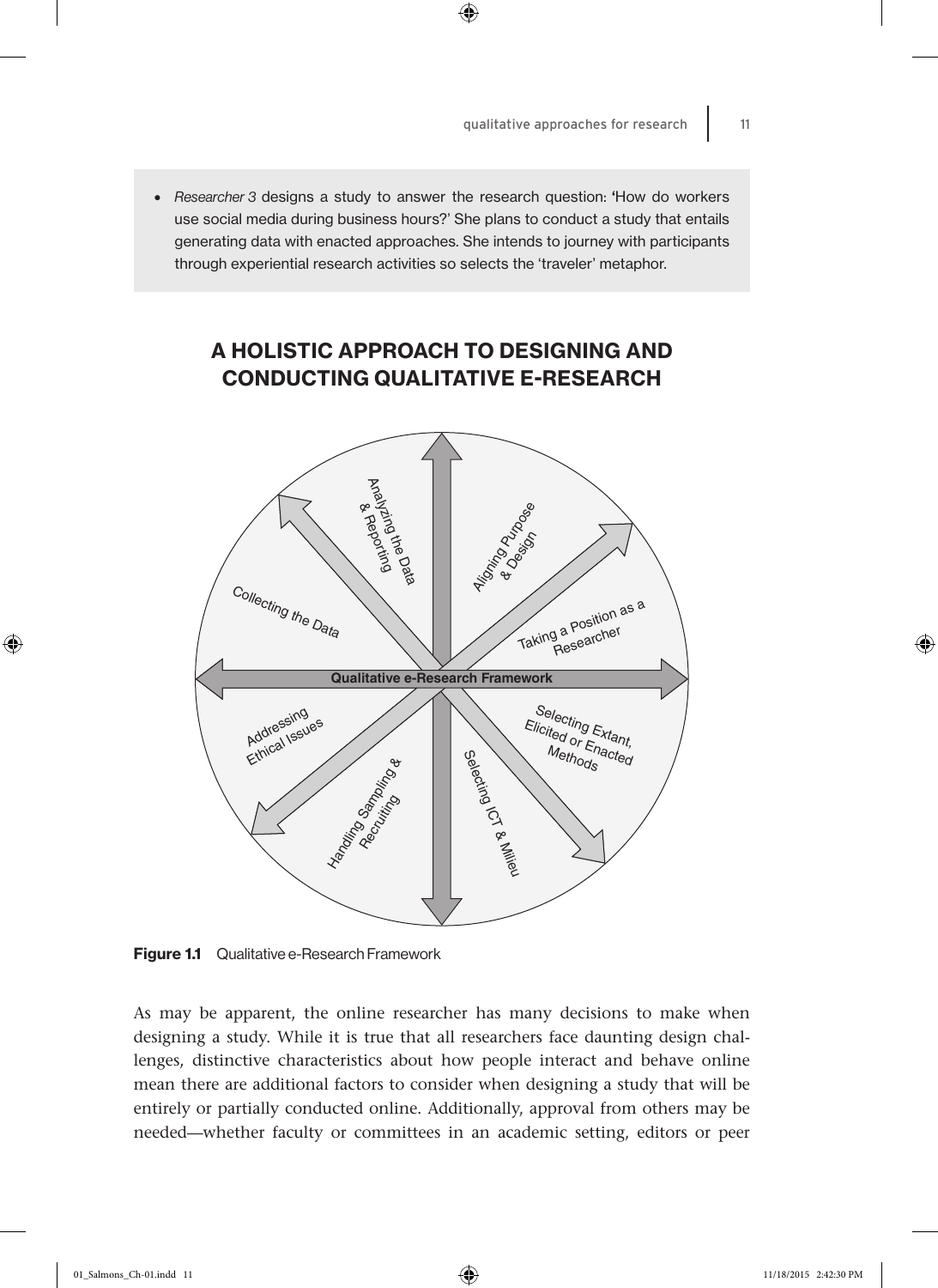- *Researcher 3* designs a study to answer the research question: 'How do workers use social media during business hours?' She plans to conduct a study that entails generating data with enacted approaches. She intends to journey with participants through experiential research activities so selects the 'traveler' metaphor.

## A HOLISTIC APPROACH TO DESIGNING AND CONDUCTING QUALITATIVE E-RESEARCH

**Figure 1.1** Qualitative e-Research Framework

As may be apparent, the online researcher has many decisions to make when designing a study. While it is true that all researchers face daunting design challenges, distinctive characteristics about how people interact and behave online mean there are additional factors to consider when designing a study that will be entirely or partially conducted online. Additionally, approval from others may be needed—whether faculty or committees in an academic setting, editors or peer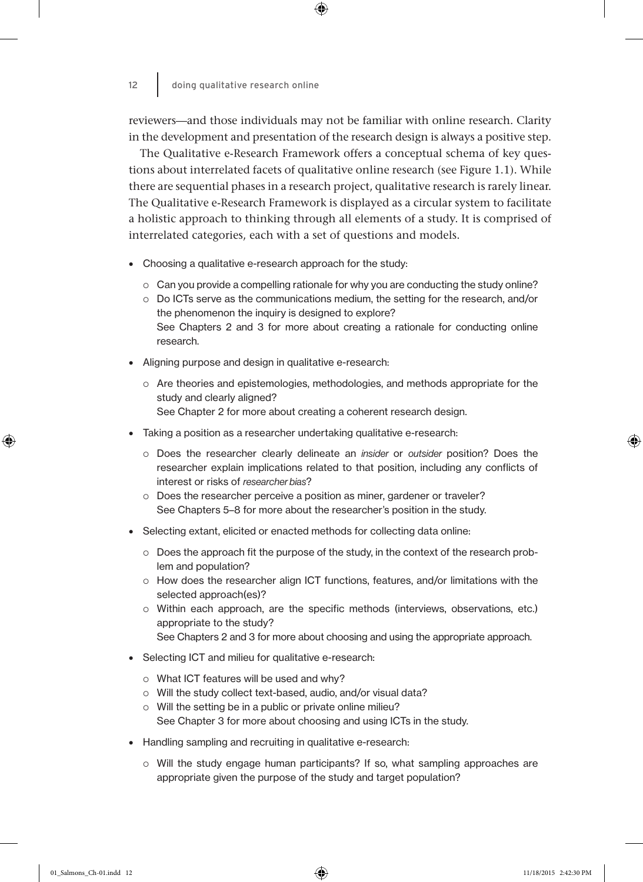reviewers—and those individuals may not be familiar with online research. Clarity in the development and presentation of the research design is always a positive step.

The Qualitative e-Research Framework offers a conceptual schema of key questions about interrelated facets of qualitative online research (see Figure 1.1). While there are sequential phases in a research project, qualitative research is rarely linear. The Qualitative e-Research Framework is displayed as a circular system to facilitate a holistic approach to thinking through all elements of a study. It is comprised of interrelated categories, each with a set of questions and models.

- Choosing a qualitative e-research approach for the study:
    - Can you provide a compelling rationale for why you are conducting the study online?
    - Do ICTs serve as the communications medium, the setting for the research, and/or the phenomenon the inquiry is designed to explore?

      See Chapters 2 and 3 for more about creating a rationale for conducting online research.
- Aligning purpose and design in qualitative e-research:
    - Are theories and epistemologies, methodologies, and methods appropriate for the study and clearly aligned?

      See Chapter 2 for more about creating a coherent research design.
- Taking a position as a researcher undertaking qualitative e-research:
    - Does the researcher clearly delineate an *insider* or *outsider* position? Does the researcher explain implications related to that position, including any conflicts of interest or risks of *researcher bias*?
    - Does the researcher perceive a position as miner, gardener or traveler?

      See Chapters 5–8 for more about the researcher's position in the study.
- Selecting extant, elicited or enacted methods for collecting data online:
    - Does the approach fit the purpose of the study, in the context of the research problem and population?
    - How does the researcher align ICT functions, features, and/or limitations with the selected approach(es)?
    - Within each approach, are the specific methods (interviews, observations, etc.) appropriate to the study?

      See Chapters 2 and 3 for more about choosing and using the appropriate approach.
- Selecting ICT and milieu for qualitative e-research:
    - What ICT features will be used and why?
    - Will the study collect text-based, audio, and/or visual data?
    - Will the setting be in a public or private online milieu?

      See Chapter 3 for more about choosing and using ICTs in the study.
- Handling sampling and recruiting in qualitative e-research:
    - Will the study engage human participants? If so, what sampling approaches are appropriate given the purpose of the study and target population?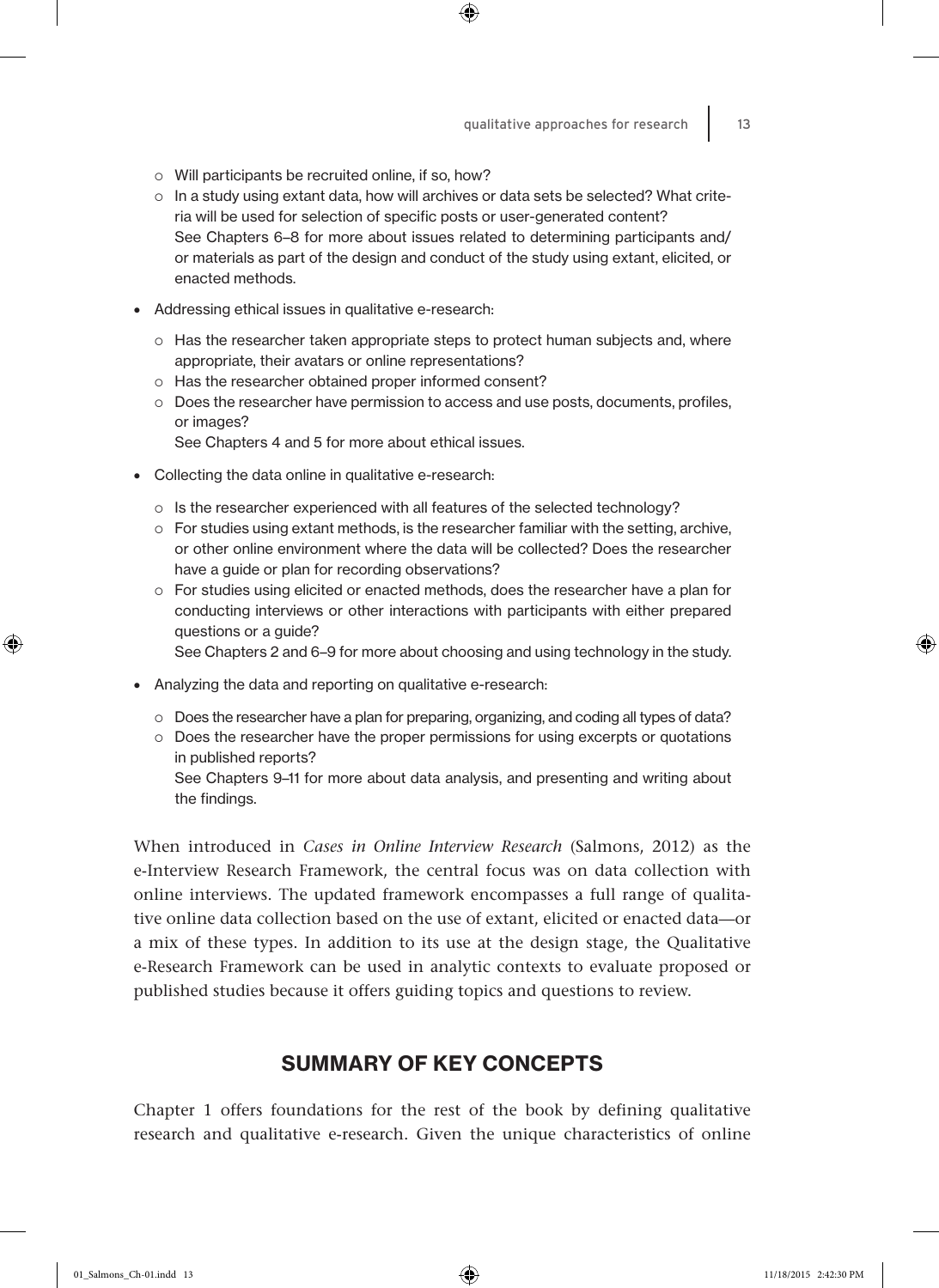- Will participants be recruited online, if so, how?
  - In a study using extant data, how will archives or data sets be selected? What criteria will be used for selection of specific posts or user-generated content?
    See Chapters 6–8 for more about issues related to determining participants and/or materials as part of the design and conduct of the study using extant, elicited, or enacted methods.

- Addressing ethical issues in qualitative e-research:
  - Has the researcher taken appropriate steps to protect human subjects and, where appropriate, their avatars or online representations?
  - Has the researcher obtained proper informed consent?
  - Does the researcher have permission to access and use posts, documents, profiles, or images?
    See Chapters 4 and 5 for more about ethical issues.

- Collecting the data online in qualitative e-research:
  - Is the researcher experienced with all features of the selected technology?
  - For studies using extant methods, is the researcher familiar with the setting, archive, or other online environment where the data will be collected? Does the researcher have a guide or plan for recording observations?
  - For studies using elicited or enacted methods, does the researcher have a plan for conducting interviews or other interactions with participants with either prepared questions or a guide?
    See Chapters 2 and 6–9 for more about choosing and using technology in the study.

- Analyzing the data and reporting on qualitative e-research:
  - Does the researcher have a plan for preparing, organizing, and coding all types of data?
  - Does the researcher have the proper permissions for using excerpts or quotations in published reports?
    See Chapters 9–11 for more about data analysis, and presenting and writing about the findings.

When introduced in *Cases in Online Interview Research* (Salmons, 2012) as the e-Interview Research Framework, the central focus was on data collection with online interviews. The updated framework encompasses a full range of qualitative online data collection based on the use of extant, elicited or enacted data—or a mix of these types. In addition to its use at the design stage, the Qualitative e-Research Framework can be used in analytic contexts to evaluate proposed or published studies because it offers guiding topics and questions to review.

## SUMMARY OF KEY CONCEPTS

Chapter 1 offers foundations for the rest of the book by defining qualitative research and qualitative e-research. Given the unique characteristics of online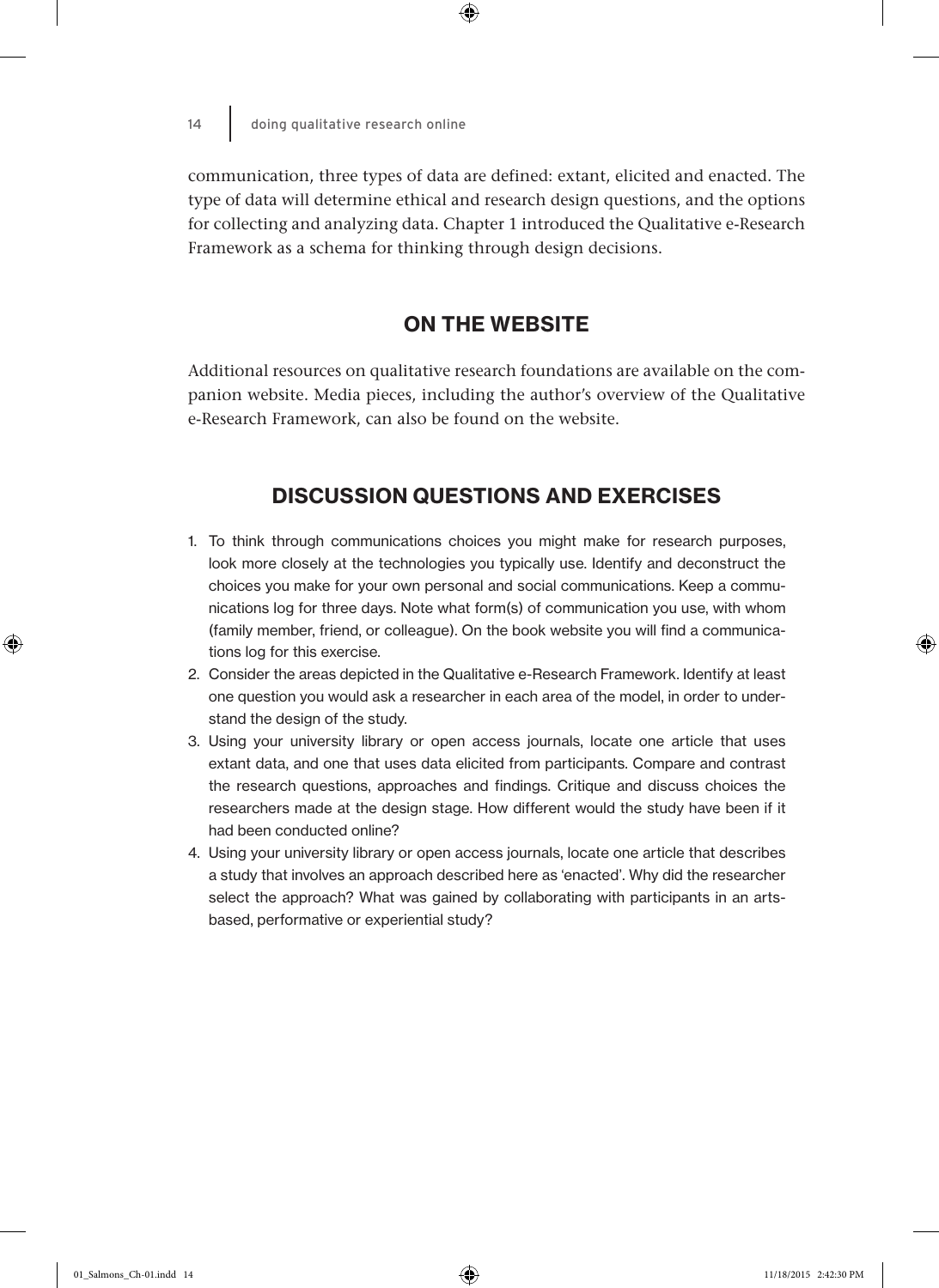communication, three types of data are defined: extant, elicited and enacted. The type of data will determine ethical and research design questions, and the options for collecting and analyzing data. Chapter 1 introduced the Qualitative e-Research Framework as a schema for thinking through design decisions.

## ON THE WEBSITE

Additional resources on qualitative research foundations are available on the companion website. Media pieces, including the author's overview of the Qualitative e-Research Framework, can also be found on the website.

## DISCUSSION QUESTIONS AND EXERCISES

1. To think through communications choices you might make for research purposes, look more closely at the technologies you typically use. Identify and deconstruct the choices you make for your own personal and social communications. Keep a communications log for three days. Note what form(s) of communication you use, with whom (family member, friend, or colleague). On the book website you will find a communications log for this exercise.
2. Consider the areas depicted in the Qualitative e-Research Framework. Identify at least one question you would ask a researcher in each area of the model, in order to understand the design of the study.
3. Using your university library or open access journals, locate one article that uses extant data, and one that uses data elicited from participants. Compare and contrast the research questions, approaches and findings. Critique and discuss choices the researchers made at the design stage. How different would the study have been if it had been conducted online?
4. Using your university library or open access journals, locate one article that describes a study that involves an approach described here as 'enacted'. Why did the researcher select the approach? What was gained by collaborating with participants in an arts-based, performative or experiential study?